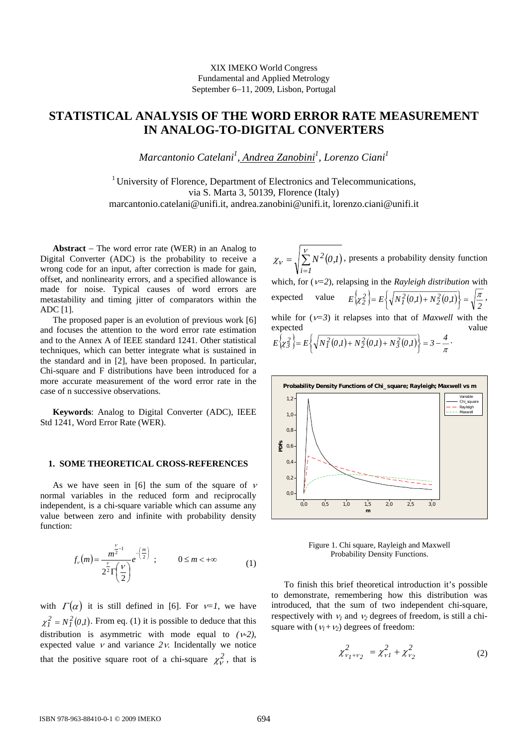XIX IMEKO World Congress
Fundamental and Applied Metrology
September 6–11, 2009, Lisbon, Portugal

# STATISTICAL ANALYSIS OF THE WORD ERROR RATE MEASUREMENT IN ANALOG-TO-DIGITAL CONVERTERS

*Marcantonio Catelani[1], Andrea Zanobini[1], Lorenzo Ciani[1]*

[1] University of Florence, Department of Electronics and Telecommunications, via S. Marta 3, 50139, Florence (Italy)
marcantonio.catelani@unifi.it, andrea.zanobini@unifi.it, lorenzo.ciani@unifi.it

**Abstract** – The word error rate (WER) in an Analog to Digital Converter (ADC) is the probability to receive a wrong code for an input, after correction is made for gain, offset, and nonlinearity errors, and a specified allowance is made for noise. Typical causes of word errors are metastability and timing jitter of comparators within the ADC [1].

The proposed paper is an evolution of previous work [6] and focuses the attention to the word error rate estimation and to the Annex A of IEEE standard 1241. Other statistical techniques, which can better integrate what is sustained in the standard and in [2], have been proposed. In particular, Chi-square and F distributions have been introduced for a more accurate measurement of the word error rate in the case of n successive observations.

**Keywords**: Analog to Digital Converter (ADC), IEEE Std 1241, Word Error Rate (WER).

## 1. SOME THEORETICAL CROSS-REFERENCES

As we have seen in [6] the sum of the square of $\nu$ normal variables in the reduced form and reciprocally independent, is a chi-square variable which can assume any value between zero and infinite with probability density function:

$$f_{\nu}(m)=\frac{m^{\frac{\nu}{2}-1}}{2^{\frac{\nu}{2}}\Gamma\left(\frac{\nu}{2}\right)}e^{-\left(\frac{m}{2}\right)} \quad ; \qquad 0 \le m < +\infty \tag{1}$$

with $\Gamma(\alpha)$ it is still defined in [6]. For $\nu=1$, we have $\chi_1^2 = N_1^2(0,1)$. From eq. (1) it is possible to deduce that this distribution is asymmetric with mode equal to $(\nu\text{-}2)$, expected value $\nu$ and variance $2\nu$. Incidentally we notice that the positive square root of a chi-square $\chi_{\nu}^2$, that is $\chi_{\nu} = \sqrt{\sum_{i=1}^{\nu} N^2(0,1)}$, presents a probability density function which, for ($\nu=2$), relapsing in the *Rayleigh distribution* with expected value $E\{\chi_2^2\} = E\left\{\sqrt{N_1^2(0,1)+N_2^2(0,1)}\right\} = \sqrt{\frac{\pi}{2}}$, while for ($\nu=3$) it relapses into that of *Maxwell* with the expected value $E\{\chi_3^2\} = E\left\{\sqrt{N_1^2(0,1)+N_2^2(0,1)+N_3^2(0,1)}\right\} = 3-\frac{4}{\pi}$.

Figure 1. Chi square, Rayleigh and Maxwell Probability Density Functions.

To finish this brief theoretical introduction it's possible to demonstrate, remembering how this distribution was introduced, that the sum of two independent chi-square, respectively with $\nu_1$ and $\nu_2$ degrees of freedom, is still a chi-square with ($\nu_1+\nu_2$) degrees of freedom:

$$\chi_{\nu_1+\nu_2}^2 = \chi_{\nu 1}^2 + \chi_{\nu_2}^2 \tag{2}$$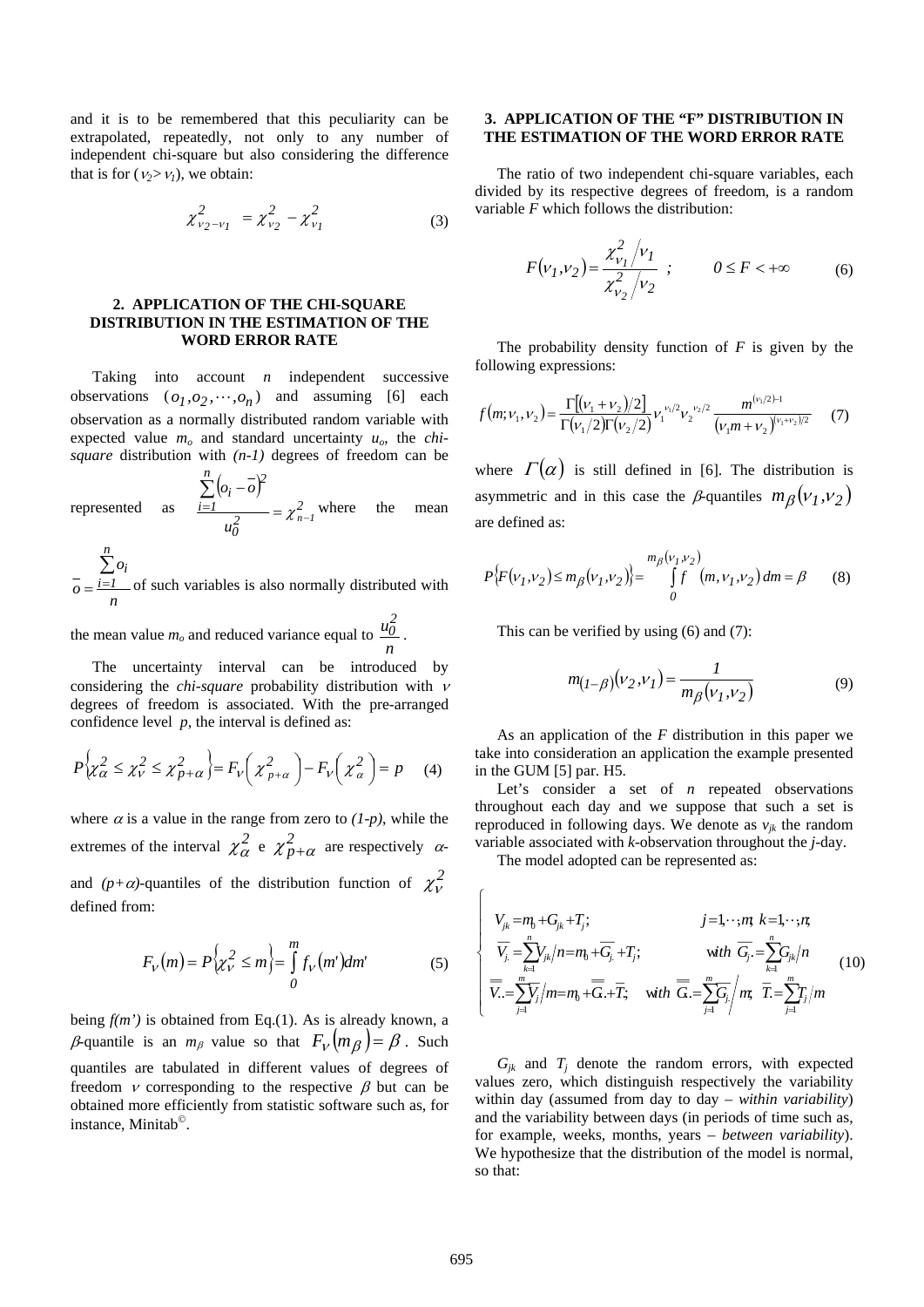and it is to be remembered that this peculiarity can be extrapolated, repeatedly, not only to any number of independent chi-square but also considering the difference that is for ($\nu_2 > \nu_1$), we obtain:

$$\chi^2_{\nu_2-\nu_1} = \chi^2_{\nu_2} - \chi^2_{\nu_1} \tag{3}$$

## 2. APPLICATION OF THE CHI-SQUARE DISTRIBUTION IN THE ESTIMATION OF THE WORD ERROR RATE

Taking into account $n$ independent successive observations $(o_1, o_2, \cdots, o_n)$ and assuming [6] each observation as a normally distributed random variable with expected value $m_o$ and standard uncertainty $u_o$, the *chi-square* distribution with *(n-1)* degrees of freedom can be represented as $\dfrac{\sum_{i=1}^{n}(o_i - \bar{o})^2}{u_0^2} = \chi^2_{n-1}$ where the mean $\bar{o} = \dfrac{\sum_{i=1}^{n} o_i}{n}$ of such variables is also normally distributed with the mean value $m_o$ and reduced variance equal to $\dfrac{u_0^2}{n}$.

The uncertainty interval can be introduced by considering the *chi-square* probability distribution with $\nu$ degrees of freedom is associated. With the pre-arranged confidence level $p$, the interval is defined as:

$$P\left\{\chi^2_\alpha \le \chi^2_\nu \le \chi^2_{p+\alpha}\right\} = F_\nu\left(\chi^2_{p+\alpha}\right) - F_\nu\left(\chi^2_\alpha\right) = p \tag{4}$$

where $\alpha$ is a value in the range from zero to *(1-p)*, while the extremes of the interval $\chi^2_\alpha$ e $\chi^2_{p+\alpha}$ are respectively $\alpha$- and $(p+\alpha)$-quantiles of the distribution function of $\chi^2_\nu$ defined from:

$$F_\nu(m) = P\left\{\chi^2_\nu \le m\right\} = \int_0^m f_\nu(m')dm' \tag{5}$$

being *f(m')* is obtained from Eq.(1). As is already known, a $\beta$-quantile is an $m_\beta$ value so that $F_\nu(m_\beta) = \beta$. Such quantiles are tabulated in different values of degrees of freedom $\nu$ corresponding to the respective $\beta$ but can be obtained more efficiently from statistic software such as, for instance, Minitab©.

## 3. APPLICATION OF THE "F" DISTRIBUTION IN THE ESTIMATION OF THE WORD ERROR RATE

The ratio of two independent chi-square variables, each divided by its respective degrees of freedom, is a random variable $F$ which follows the distribution:

$$F(\nu_1, \nu_2) = \frac{\chi^2_{\nu_1}/\nu_1}{\chi^2_{\nu_2}/\nu_2} \;; \qquad 0 \le F < +\infty \tag{6}$$

The probability density function of $F$ is given by the following expressions:

$$f(m;\nu_1,\nu_2) = \frac{\Gamma[(\nu_1+\nu_2)/2]}{\Gamma(\nu_1/2)\Gamma(\nu_2/2)} \nu_1^{\nu_1/2} \nu_2^{\nu_2/2} \frac{m^{(\nu_1/2)-1}}{(\nu_1 m + \nu_2)^{(\nu_1+\nu_2)/2}} \tag{7}$$

where $\Gamma(\alpha)$ is still defined in [6]. The distribution is asymmetric and in this case the $\beta$-quantiles $m_\beta(\nu_1, \nu_2)$ are defined as:

$$P\left\{F(\nu_1,\nu_2) \le m_\beta(\nu_1,\nu_2)\right\} = \int_0^{m_\beta(\nu_1,\nu_2)} f(m,\nu_1,\nu_2)\,dm = \beta \tag{8}$$

This can be verified by using (6) and (7):

$$m_{(1-\beta)}(\nu_2,\nu_1) = \frac{1}{m_\beta(\nu_1,\nu_2)} \tag{9}$$

As an application of the $F$ distribution in this paper we take into consideration an application the example presented in the GUM [5] par. H5.

Let's consider a set of $n$ repeated observations throughout each day and we suppose that such a set is reproduced in following days. We denote as $v_{jk}$ the random variable associated with *k*-observation throughout the *j*-day.

The model adopted can be represented as:

$$\begin{cases} V_{jk} = m_0 + G_{jk} + T_j; & j = 1,\cdots,m;\; k = 1,\cdots,n; \\ \overline{V_{j.}} = \sum_{k=1}^{n} V_{jk}/n = m_0 + \overline{G_{j.}} + T_j; & \text{with } \overline{G_{j.}} = \sum_{k=1}^{n} G_{jk}/n \\ \overline{\overline{V..}} = \sum_{j=1}^{m} \overline{V_{j.}}/m = m_0 + \overline{\overline{G.}} + \overline{T.}; & \text{with } \overline{\overline{G.}} = \sum_{j=1}^{m} \overline{G_{j.}}/m;\; \overline{T.} = \sum_{j=1}^{m} T_j/m \end{cases} \tag{10}$$

$G_{jk}$ and $T_j$ denote the random errors, with expected values zero, which distinguish respectively the variability within day (assumed from day to day – *within variability*) and the variability between days (in periods of time such as, for example, weeks, months, years – *between variability*). We hypothesize that the distribution of the model is normal, so that: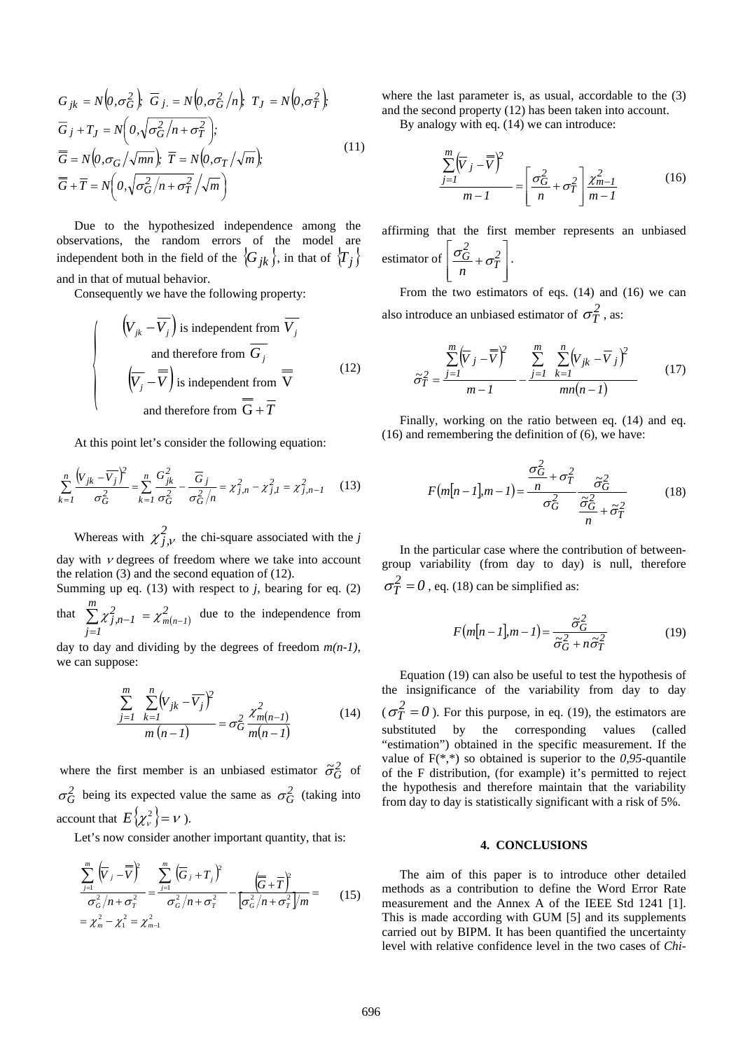$$
\begin{aligned}
&G_{jk} = N\left(0,\sigma_G^2\right);\ \overline{G}_{j.} = N\left(0,\sigma_G^2/n\right);\ T_J = N\left(0,\sigma_T^2\right);\\
&\overline{G}_j + T_J = N\left(0,\sqrt{\sigma_G^2/n+\sigma_T^2}\right);\\
&\overline{\overline{G}} = N\left(0,\sigma_G/\sqrt{mn}\right);\ \overline{T} = N\left(0,\sigma_T/\sqrt{m}\right);\\
&\overline{\overline{G}} + \overline{T} = N\left(0,\sqrt{\sigma_G^2/n+\sigma_T^2}/\sqrt{m}\right)
\end{aligned} \tag{11}
$$

Due to the hypothesized independence among the observations, the random errors of the model are independent both in the field of the $\{G_{jk}\}$, in that of $\{T_j\}$ and in that of mutual behavior.

Consequently we have the following property:

$$
\begin{cases}
\left(V_{jk} - \overline{V_j}\right) \text{ is independent from } \overline{V_j} \\
\text{and therefore from } \overline{G_j} \\
\left(\overline{V_j} - \overline{\overline{V}}\right) \text{ is independent from } \overline{\overline{V}} \\
\text{and therefore from } \overline{\overline{G}} + \overline{T}
\end{cases} \tag{12}
$$

At this point let's consider the following equation:

$$
\sum_{k=1}^{n} \frac{\left(V_{jk} - \overline{V_j}\right)^2}{\sigma_G^2} = \sum_{k=1}^{n} \frac{G_{jk}^2}{\sigma_G^2} - \frac{\overline{G}_j}{\sigma_G^2/n} = \chi_{j,n}^2 - \chi_{j,1}^2 = \chi_{j,n-1}^2 \tag{13}
$$

Whereas with $\chi_{j,\nu}^2$ the chi-square associated with the *j* day with $\nu$ degrees of freedom where we take into account the relation (3) and the second equation of (12).

Summing up eq. (13) with respect to *j*, bearing for eq. (2) that $\sum_{j=1}^{m} \chi_{j,n-1}^2 = \chi_{m(n-1)}^2$ due to the independence from day to day and dividing by the degrees of freedom *m(n-1)*, we can suppose:

$$
\frac{\sum_{j=1}^{m} \sum_{k=1}^{n} \left(V_{jk} - \overline{V_j}\right)^2}{m\,(n-1)} = \sigma_G^2 \frac{\chi_{m(n-1)}^2}{m(n-1)} \tag{14}
$$

where the first member is an unbiased estimator $\tilde{\sigma}_G^2$ of $\sigma_G^2$ being its expected value the same as $\sigma_G^2$ (taking into account that $E\{\chi_\nu^2\} = \nu$ ).

Let's now consider another important quantity, that is:

$$
\begin{aligned}
&\frac{\sum_{j=1}^{m} \left(\overline{V}_j - \overline{\overline{V}}\right)^2}{\sigma_G^2/n + \sigma_T^2} = \frac{\sum_{j=1}^{m} \left(\overline{G}_j + T_j\right)^2}{\sigma_G^2/n + \sigma_T^2} - \frac{\left(\overline{\overline{G}} + \overline{T}\right)^2}{\left[\sigma_G^2/n + \sigma_T^2\right]/m} = \\
&= \chi_m^2 - \chi_1^2 = \chi_{m-1}^2
\end{aligned} \tag{15}
$$

where the last parameter is, as usual, accordable to the (3) and the second property (12) has been taken into account.

By analogy with eq. (14) we can introduce:

$$
\frac{\sum_{j=1}^{m} \left(\overline{V}_j - \overline{\overline{V}}\right)^2}{m-1} = \left[\frac{\sigma_G^2}{n} + \sigma_T^2\right] \frac{\chi_{m-1}^2}{m-1} \tag{16}
$$

affirming that the first member represents an unbiased estimator of $\left[\frac{\sigma_G^2}{n} + \sigma_T^2\right]$.

From the two estimators of eqs. (14) and (16) we can also introduce an unbiased estimator of $\sigma_T^2$ , as:

$$
\tilde{\sigma}_T^2 = \frac{\sum_{j=1}^{m} \left(\overline{V}_j - \overline{\overline{V}}\right)^2}{m-1} - \frac{\sum_{j=1}^{m} \sum_{k=1}^{n} \left(V_{jk} - \overline{V}_j\right)^2}{mn(n-1)} \tag{17}
$$

Finally, working on the ratio between eq. (14) and eq. (16) and remembering the definition of (6), we have:

$$
F\left(m[n-1], m-1\right) = \frac{\frac{\sigma_G^2}{n} + \sigma_T^2}{\sigma_G^2} \frac{\tilde{\sigma}_G^2}{\frac{\tilde{\sigma}_G^2}{n} + \tilde{\sigma}_T^2} \tag{18}
$$

In the particular case where the contribution of between-group variability (from day to day) is null, therefore $\sigma_T^2 = 0$ , eq. (18) can be simplified as:

$$
F\left(m[n-1], m-1\right) = \frac{\tilde{\sigma}_G^2}{\tilde{\sigma}_G^2 + n\tilde{\sigma}_T^2} \tag{19}
$$

Equation (19) can also be useful to test the hypothesis of the insignificance of the variability from day to day ( $\sigma_T^2 = 0$ ). For this purpose, in eq. (19), the estimators are substituted by the corresponding values (called "estimation") obtained in the specific measurement. If the value of F(*,*) so obtained is superior to the *0,95*-quantile of the F distribution, (for example) it's permitted to reject the hypothesis and therefore maintain that the variability from day to day is statistically significant with a risk of 5%.

## 4. CONCLUSIONS

The aim of this paper is to introduce other detailed methods as a contribution to define the Word Error Rate measurement and the Annex A of the IEEE Std 1241 [1]. This is made according with GUM [5] and its supplements carried out by BIPM. It has been quantified the uncertainty level with relative confidence level in the two cases of *Chi-*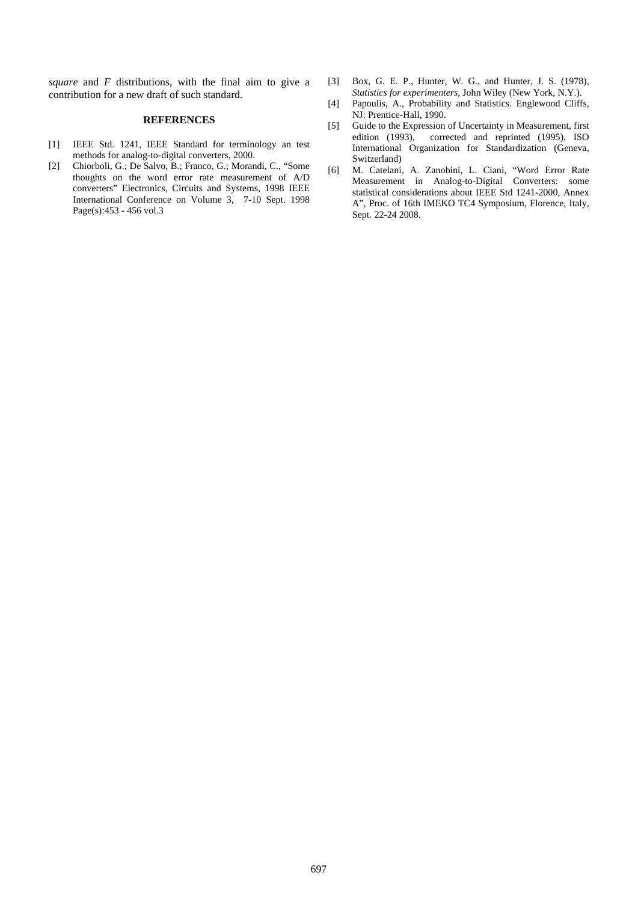*square* and *F* distributions, with the final aim to give a contribution for a new draft of such standard.

## REFERENCES

[1] IEEE Std. 1241, IEEE Standard for terminology an test methods for analog-to-digital converters, 2000.

[2] Chiorboli, G.; De Salvo, B.; Franco, G.; Morandi, C., "Some thoughts on the word error rate measurement of A/D converters" Electronics, Circuits and Systems, 1998 IEEE International Conference on Volume 3, 7-10 Sept. 1998 Page(s):453 - 456 vol.3

[3] Box, G. E. P., Hunter, W. G., and Hunter, J. S. (1978), *Statistics for experimenters*, John Wiley (New York, N.Y.).

[4] Papoulis, A., Probability and Statistics. Englewood Cliffs, NJ: Prentice-Hall, 1990.

[5] Guide to the Expression of Uncertainty in Measurement, first edition (1993), corrected and reprinted (1995), ISO International Organization for Standardization (Geneva, Switzerland)

[6] M. Catelani, A. Zanobini, L. Ciani, "Word Error Rate Measurement in Analog-to-Digital Converters: some statistical considerations about IEEE Std 1241-2000, Annex A", Proc. of 16th IMEKO TC4 Symposium, Florence, Italy, Sept. 22-24 2008.